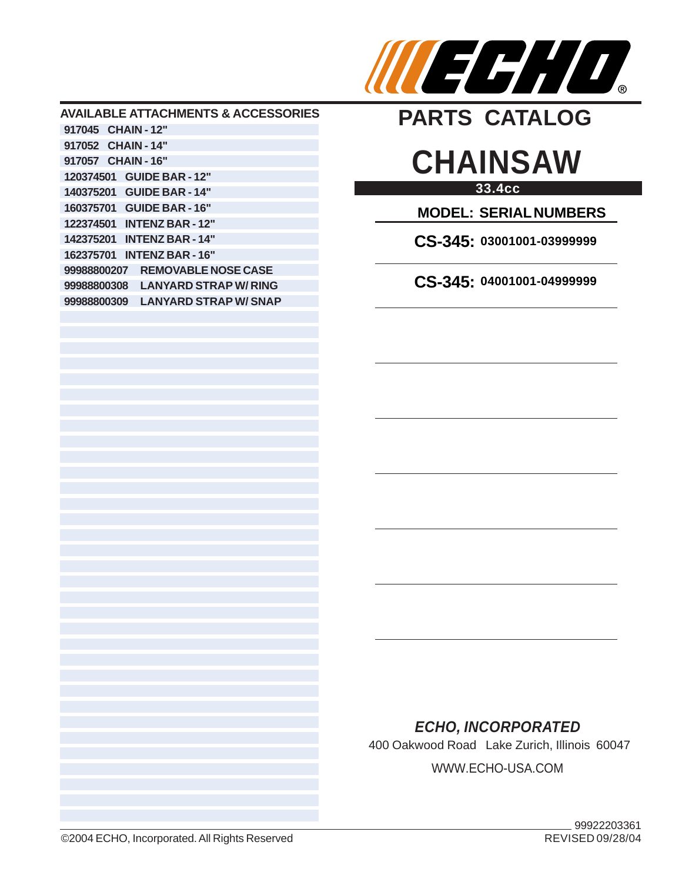ECHO®

# PARTS CATALOG

# CHAINSAW

**33.4cc**

## AVAILABLE ATTACHMENTS & ACCESSORIES

| Part Number | Description |
|---|---|
| 917045 | CHAIN - 12" |
| 917052 | CHAIN - 14" |
| 917057 | CHAIN - 16" |
| 120374501 | GUIDE BAR - 12" |
| 140375201 | GUIDE BAR - 14" |
| 160375701 | GUIDE BAR - 16" |
| 122374501 | INTENZ BAR - 12" |
| 142375201 | INTENZ BAR - 14" |
| 162375701 | INTENZ BAR - 16" |
| 99988800207 | REMOVABLE NOSE CASE |
| 99988800308 | LANYARD STRAP W/ RING |
| 99988800309 | LANYARD STRAP W/ SNAP |

## MODEL: SERIAL NUMBERS

**CS-345:** 03001001-03999999

**CS-345:** 04001001-04999999

***ECHO, INCORPORATED***

400 Oakwood Road Lake Zurich, Illinois 60047

WWW.ECHO-USA.COM

99922203361
REVISED 09/28/04

©2004 ECHO, Incorporated. All Rights Reserved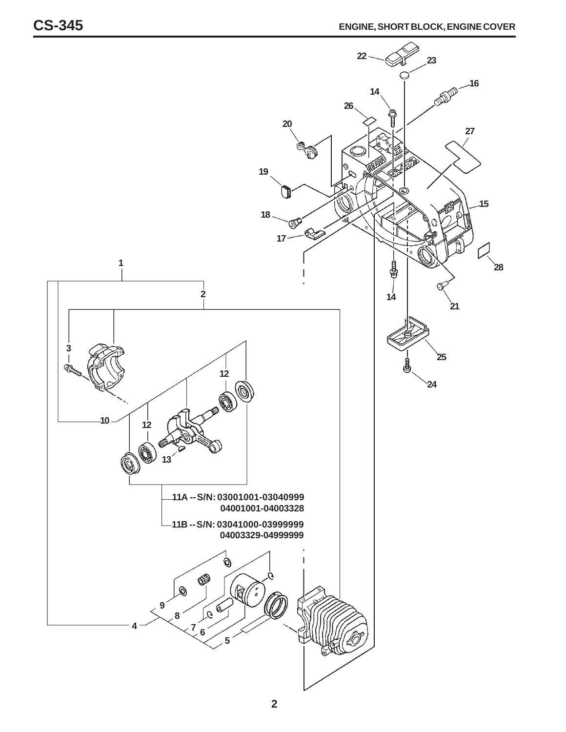# ENGINE, SHORT BLOCK, ENGINE COVER

11A -- S/N: 03001001-03040999
04001001-04003328

11B -- S/N: 03041000-03999999
04003329-04999999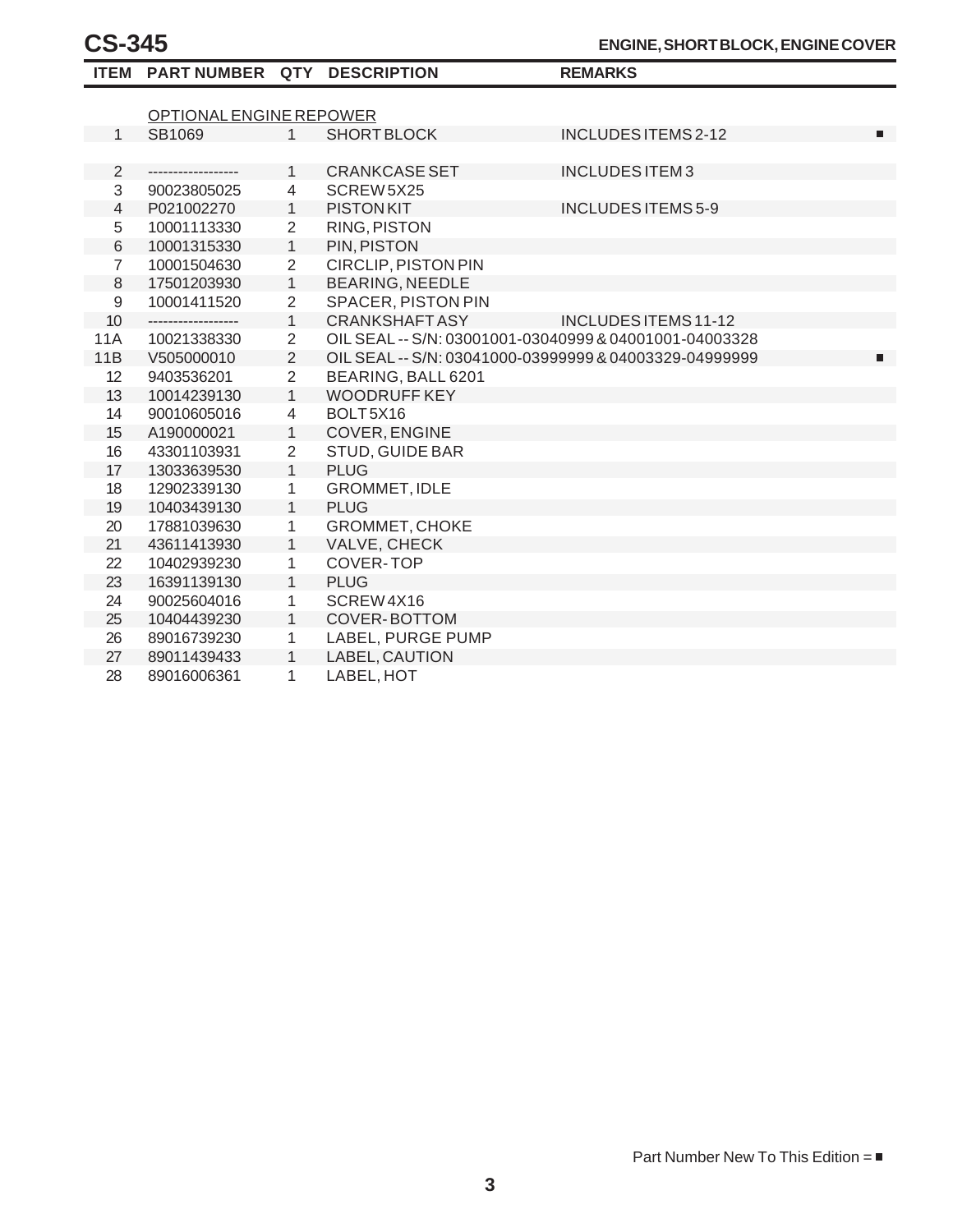# CS-345

## ENGINE, SHORT BLOCK, ENGINE COVER

| ITEM | PART NUMBER | QTY | DESCRIPTION | REMARKS | |
|---|---|---|---|---|---|
| | OPTIONAL ENGINE REPOWER | | | | |
| 1 | SB1069 | 1 | SHORT BLOCK | INCLUDES ITEMS 2-12 | ■ |
| | | | | | |
| 2 | ------------------ | 1 | CRANKCASE SET | INCLUDES ITEM 3 | |
| 3 | 90023805025 | 4 | SCREW 5X25 | | |
| 4 | P021002270 | 1 | PISTON KIT | INCLUDES ITEMS 5-9 | |
| 5 | 10001113330 | 2 | RING, PISTON | | |
| 6 | 10001315330 | 1 | PIN, PISTON | | |
| 7 | 10001504630 | 2 | CIRCLIP, PISTON PIN | | |
| 8 | 17501203930 | 1 | BEARING, NEEDLE | | |
| 9 | 10001411520 | 2 | SPACER, PISTON PIN | | |
| 10 | ------------------ | 1 | CRANKSHAFT ASY | INCLUDES ITEMS 11-12 | |
| 11A | 10021338330 | 2 | OIL SEAL -- S/N: 03001001-03040999 & 04001001-04003328 | | |
| 11B | V505000010 | 2 | OIL SEAL -- S/N: 03041000-03999999 & 04003329-04999999 | | ■ |
| 12 | 9403536201 | 2 | BEARING, BALL 6201 | | |
| 13 | 10014239130 | 1 | WOODRUFF KEY | | |
| 14 | 90010605016 | 4 | BOLT 5X16 | | |
| 15 | A190000021 | 1 | COVER, ENGINE | | |
| 16 | 43301103931 | 2 | STUD, GUIDE BAR | | |
| 17 | 13033639530 | 1 | PLUG | | |
| 18 | 12902339130 | 1 | GROMMET, IDLE | | |
| 19 | 10403439130 | 1 | PLUG | | |
| 20 | 17881039630 | 1 | GROMMET, CHOKE | | |
| 21 | 43611413930 | 1 | VALVE, CHECK | | |
| 22 | 10402939230 | 1 | COVER-TOP | | |
| 23 | 16391139130 | 1 | PLUG | | |
| 24 | 90025604016 | 1 | SCREW 4X16 | | |
| 25 | 10404439230 | 1 | COVER-BOTTOM | | |
| 26 | 89016739230 | 1 | LABEL, PURGE PUMP | | |
| 27 | 89011439433 | 1 | LABEL, CAUTION | | |
| 28 | 89016006361 | 1 | LABEL, HOT | | |

Part Number New To This Edition = ■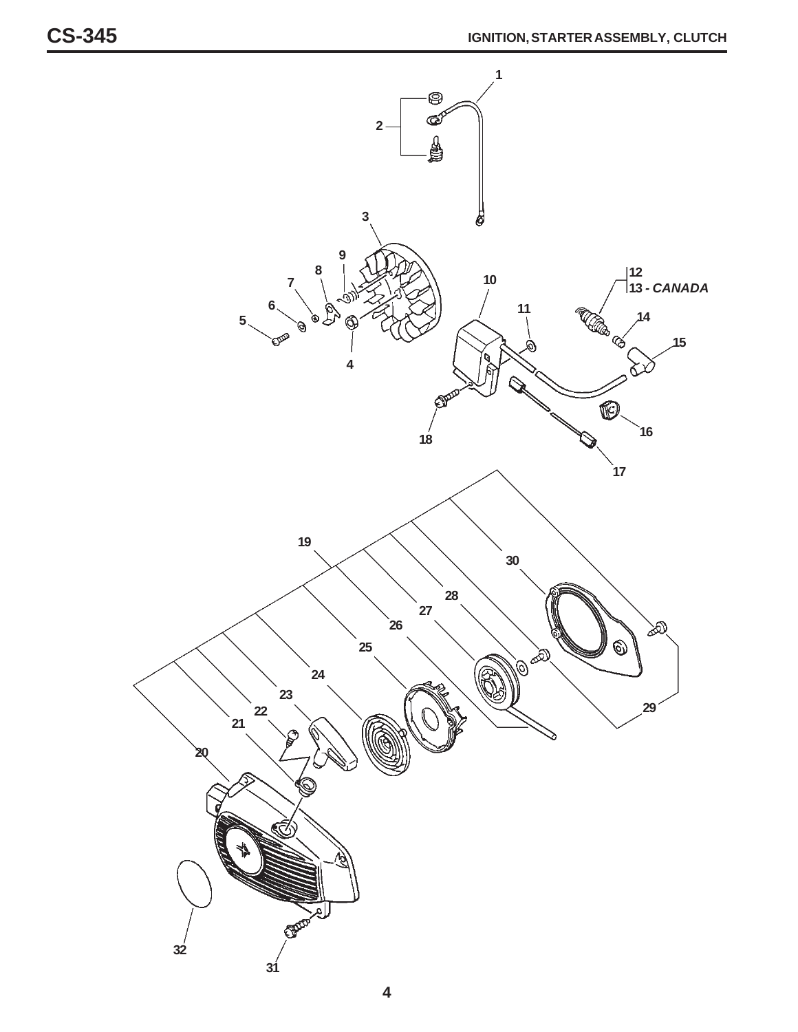# IGNITION, STARTER ASSEMBLY, CLUTCH

1

2

3

4

5

6

7

8

9

10

11

12

13 - *CANADA*

14

15

16

17

18

19

20

21

22

23

24

25

26

27

28

29

30

31

32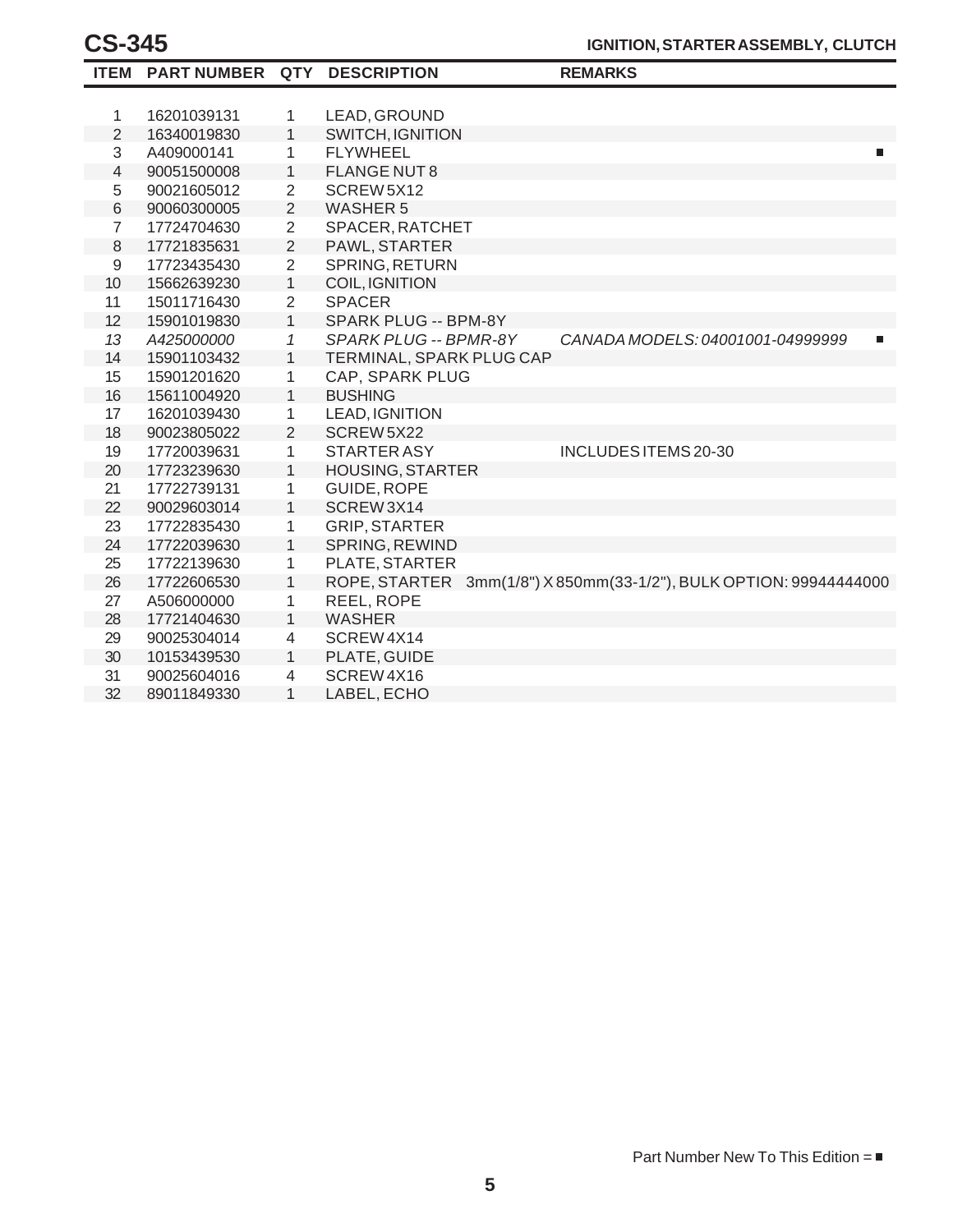# CS-345

## IGNITION, STARTER ASSEMBLY, CLUTCH

| ITEM | PART NUMBER | QTY | DESCRIPTION | REMARKS | |
|---|---|---|---|---|---|
| 1 | 16201039131 | 1 | LEAD, GROUND | | |
| 2 | 16340019830 | 1 | SWITCH, IGNITION | | |
| 3 | A409000141 | 1 | FLYWHEEL | | ■ |
| 4 | 90051500008 | 1 | FLANGE NUT 8 | | |
| 5 | 90021605012 | 2 | SCREW 5X12 | | |
| 6 | 90060300005 | 2 | WASHER 5 | | |
| 7 | 17724704630 | 2 | SPACER, RATCHET | | |
| 8 | 17721835631 | 2 | PAWL, STARTER | | |
| 9 | 17723435430 | 2 | SPRING, RETURN | | |
| 10 | 15662639230 | 1 | COIL, IGNITION | | |
| 11 | 15011716430 | 2 | SPACER | | |
| 12 | 15901019830 | 1 | SPARK PLUG -- BPM-8Y | | |
| *13* | *A425000000* | *1* | *SPARK PLUG -- BPMR-8Y* | *CANADA MODELS: 04001001-04999999* | ■ |
| 14 | 15901103432 | 1 | TERMINAL, SPARK PLUG CAP | | |
| 15 | 15901201620 | 1 | CAP, SPARK PLUG | | |
| 16 | 15611004920 | 1 | BUSHING | | |
| 17 | 16201039430 | 1 | LEAD, IGNITION | | |
| 18 | 90023805022 | 2 | SCREW 5X22 | | |
| 19 | 17720039631 | 1 | STARTER ASY | INCLUDES ITEMS 20-30 | |
| 20 | 17723239630 | 1 | HOUSING, STARTER | | |
| 21 | 17722739131 | 1 | GUIDE, ROPE | | |
| 22 | 90029603014 | 1 | SCREW 3X14 | | |
| 23 | 17722835430 | 1 | GRIP, STARTER | | |
| 24 | 17722039630 | 1 | SPRING, REWIND | | |
| 25 | 17722139630 | 1 | PLATE, STARTER | | |
| 26 | 17722606530 | 1 | ROPE, STARTER | 3mm(1/8") X 850mm(33-1/2"), BULK OPTION: 99944444000 | |
| 27 | A506000000 | 1 | REEL, ROPE | | |
| 28 | 17721404630 | 1 | WASHER | | |
| 29 | 90025304014 | 4 | SCREW 4X14 | | |
| 30 | 10153439530 | 1 | PLATE, GUIDE | | |
| 31 | 90025604016 | 4 | SCREW 4X16 | | |
| 32 | 89011849330 | 1 | LABEL, ECHO | | |

Part Number New To This Edition = ■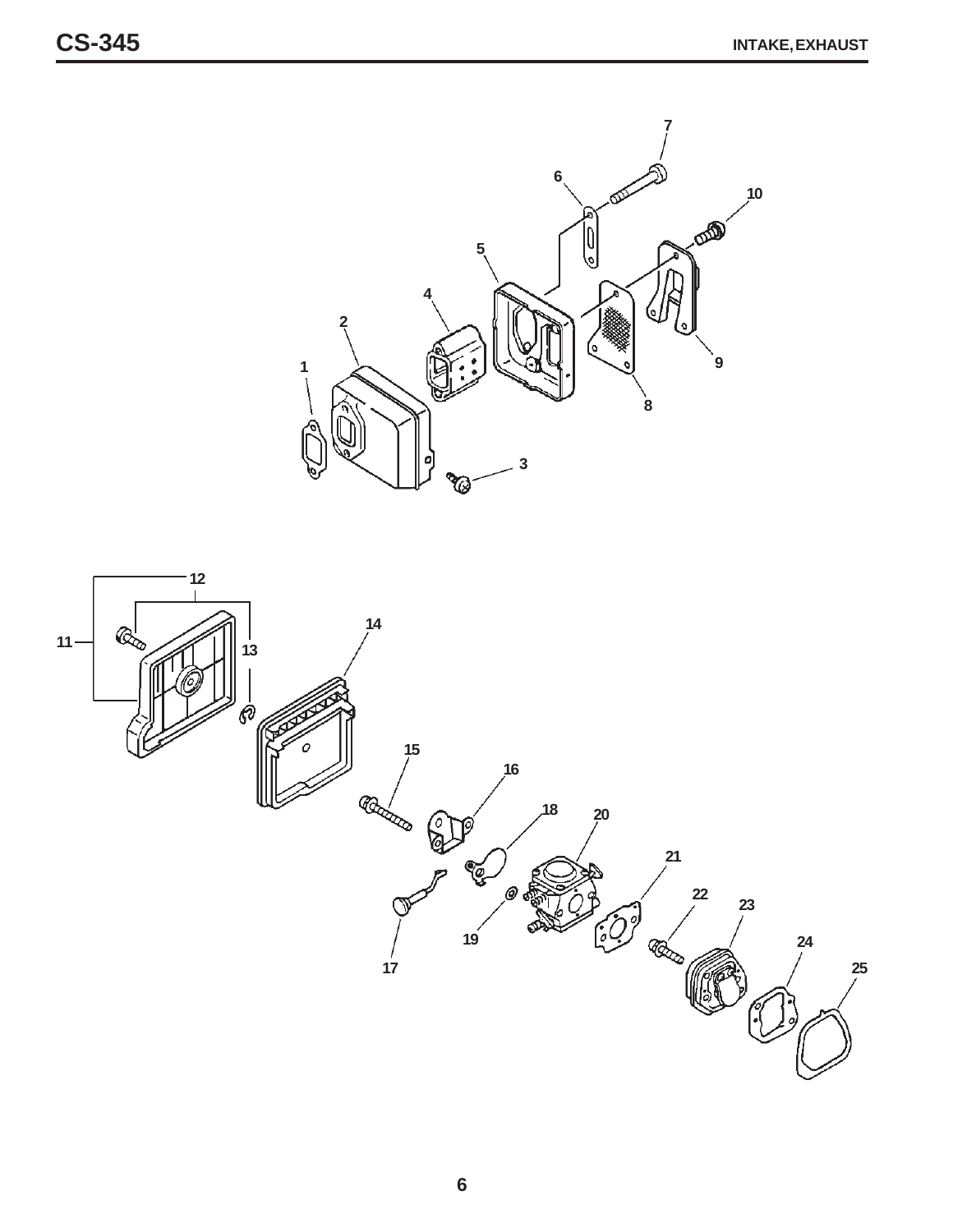# CS-345

## INTAKE, EXHAUST

1 2 3 4 5 6 7 8 9 10

11 12 13 14 15 16 17 18 19 20 21 22 23 24 25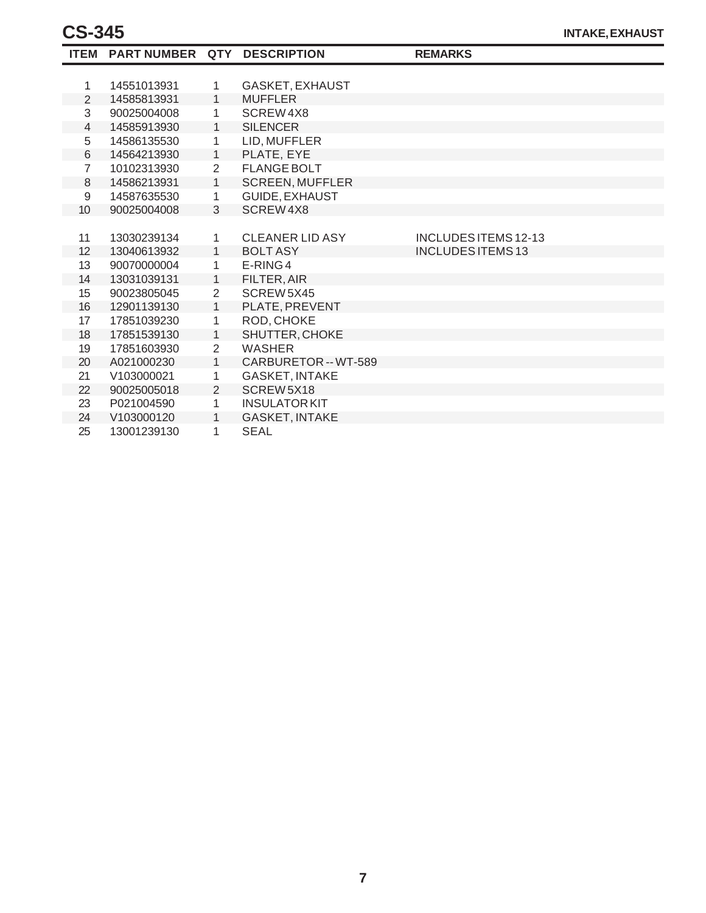# CS-345

## INTAKE, EXHAUST

| ITEM | PART NUMBER | QTY | DESCRIPTION | REMARKS |
|---|---|---|---|---|
| 1 | 14551013931 | 1 | GASKET, EXHAUST | |
| 2 | 14585813931 | 1 | MUFFLER | |
| 3 | 90025004008 | 1 | SCREW 4X8 | |
| 4 | 14585913930 | 1 | SILENCER | |
| 5 | 14586135530 | 1 | LID, MUFFLER | |
| 6 | 14564213930 | 1 | PLATE, EYE | |
| 7 | 10102313930 | 2 | FLANGE BOLT | |
| 8 | 14586213931 | 1 | SCREEN, MUFFLER | |
| 9 | 14587635530 | 1 | GUIDE, EXHAUST | |
| 10 | 90025004008 | 3 | SCREW 4X8 | |
| 11 | 13030239134 | 1 | CLEANER LID ASY | INCLUDES ITEMS 12-13 |
| 12 | 13040613932 | 1 | BOLT ASY | INCLUDES ITEMS 13 |
| 13 | 90070000004 | 1 | E-RING 4 | |
| 14 | 13031039131 | 1 | FILTER, AIR | |
| 15 | 90023805045 | 2 | SCREW 5X45 | |
| 16 | 12901139130 | 1 | PLATE, PREVENT | |
| 17 | 17851039230 | 1 | ROD, CHOKE | |
| 18 | 17851539130 | 1 | SHUTTER, CHOKE | |
| 19 | 17851603930 | 2 | WASHER | |
| 20 | A021000230 | 1 | CARBURETOR -- WT-589 | |
| 21 | V103000021 | 1 | GASKET, INTAKE | |
| 22 | 90025005018 | 2 | SCREW 5X18 | |
| 23 | P021004590 | 1 | INSULATOR KIT | |
| 24 | V103000120 | 1 | GASKET, INTAKE | |
| 25 | 13001239130 | 1 | SEAL | |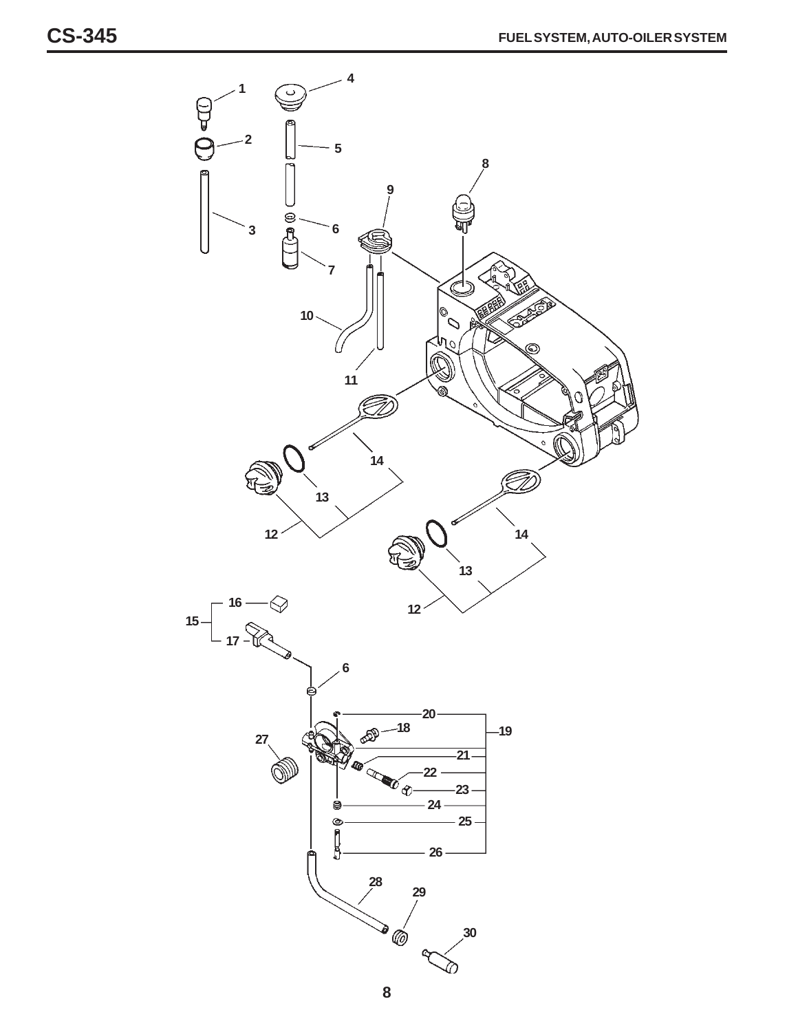# FUEL SYSTEM, AUTO-OILER SYSTEM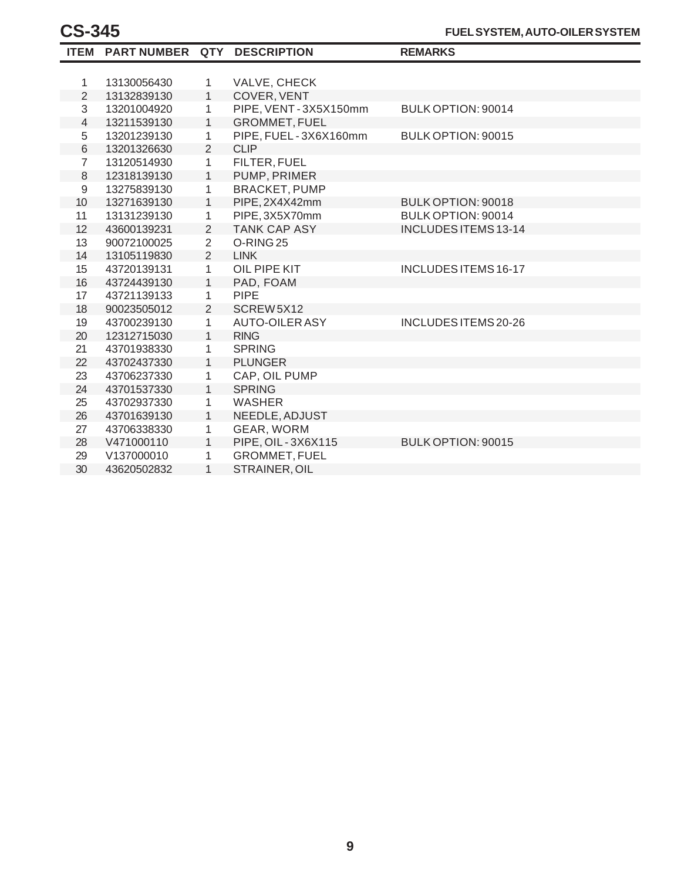# CS-345

## FUEL SYSTEM, AUTO-OILER SYSTEM

| ITEM | PART NUMBER | QTY | DESCRIPTION | REMARKS |
|---|---|---|---|---|
| 1 | 13130056430 | 1 | VALVE, CHECK | |
| 2 | 13132839130 | 1 | COVER, VENT | |
| 3 | 13201004920 | 1 | PIPE, VENT - 3X5X150mm | BULK OPTION: 90014 |
| 4 | 13211539130 | 1 | GROMMET, FUEL | |
| 5 | 13201239130 | 1 | PIPE, FUEL - 3X6X160mm | BULK OPTION: 90015 |
| 6 | 13201326630 | 2 | CLIP | |
| 7 | 13120514930 | 1 | FILTER, FUEL | |
| 8 | 12318139130 | 1 | PUMP, PRIMER | |
| 9 | 13275839130 | 1 | BRACKET, PUMP | |
| 10 | 13271639130 | 1 | PIPE, 2X4X42mm | BULK OPTION: 90018 |
| 11 | 13131239130 | 1 | PIPE, 3X5X70mm | BULK OPTION: 90014 |
| 12 | 43600139231 | 2 | TANK CAP ASY | INCLUDES ITEMS 13-14 |
| 13 | 90072100025 | 2 | O-RING 25 | |
| 14 | 13105119830 | 2 | LINK | |
| 15 | 43720139131 | 1 | OIL PIPE KIT | INCLUDES ITEMS 16-17 |
| 16 | 43724439130 | 1 | PAD, FOAM | |
| 17 | 43721139133 | 1 | PIPE | |
| 18 | 90023505012 | 2 | SCREW 5X12 | |
| 19 | 43700239130 | 1 | AUTO-OILER ASY | INCLUDES ITEMS 20-26 |
| 20 | 12312715030 | 1 | RING | |
| 21 | 43701938330 | 1 | SPRING | |
| 22 | 43702437330 | 1 | PLUNGER | |
| 23 | 43706237330 | 1 | CAP, OIL PUMP | |
| 24 | 43701537330 | 1 | SPRING | |
| 25 | 43702937330 | 1 | WASHER | |
| 26 | 43701639130 | 1 | NEEDLE, ADJUST | |
| 27 | 43706338330 | 1 | GEAR, WORM | |
| 28 | V471000110 | 1 | PIPE, OIL - 3X6X115 | BULK OPTION: 90015 |
| 29 | V137000010 | 1 | GROMMET, FUEL | |
| 30 | 43620502832 | 1 | STRAINER, OIL | |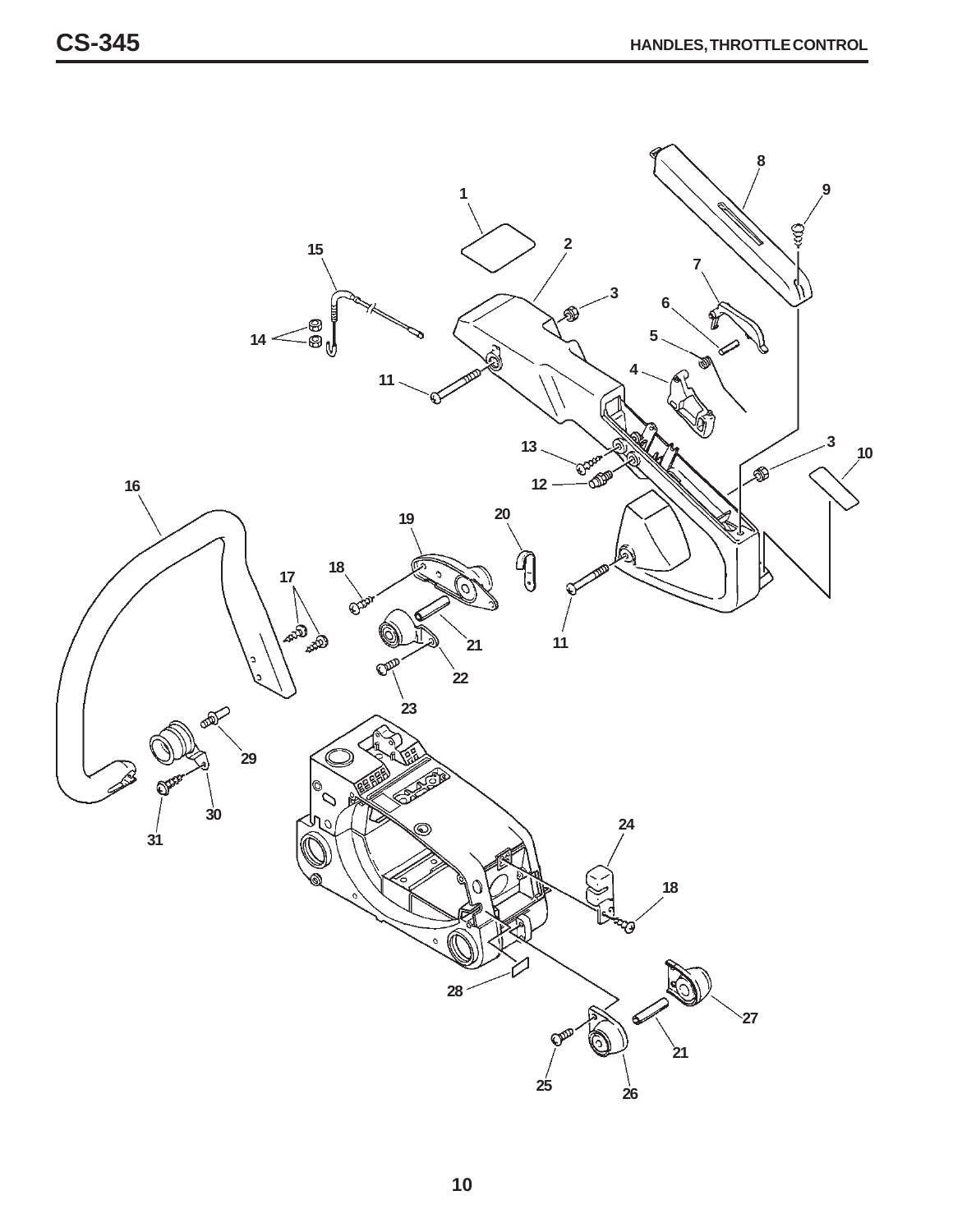# HANDLES, THROTTLE CONTROL

1
2
3
4
5
6
7
8
9
10
11
12
13
14
15
16
17
18
19
20
21
22
23
24
25
26
27
28
29
30
31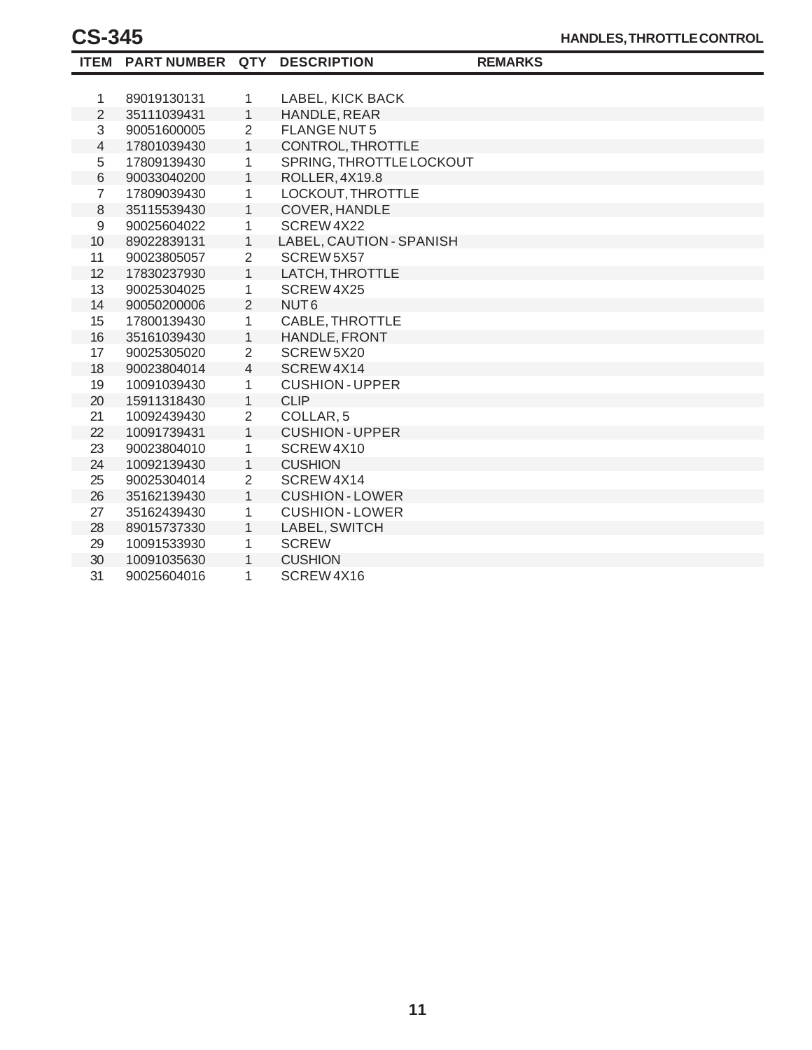# CS-345

## HANDLES, THROTTLE CONTROL

| ITEM | PART NUMBER | QTY | DESCRIPTION | REMARKS |
|---|---|---|---|---|
| 1 | 89019130131 | 1 | LABEL, KICK BACK | |
| 2 | 35111039431 | 1 | HANDLE, REAR | |
| 3 | 90051600005 | 2 | FLANGE NUT 5 | |
| 4 | 17801039430 | 1 | CONTROL, THROTTLE | |
| 5 | 17809139430 | 1 | SPRING, THROTTLE LOCKOUT | |
| 6 | 90033040200 | 1 | ROLLER, 4X19.8 | |
| 7 | 17809039430 | 1 | LOCKOUT, THROTTLE | |
| 8 | 35115539430 | 1 | COVER, HANDLE | |
| 9 | 90025604022 | 1 | SCREW 4X22 | |
| 10 | 89022839131 | 1 | LABEL, CAUTION - SPANISH | |
| 11 | 90023805057 | 2 | SCREW 5X57 | |
| 12 | 17830237930 | 1 | LATCH, THROTTLE | |
| 13 | 90025304025 | 1 | SCREW 4X25 | |
| 14 | 90050200006 | 2 | NUT 6 | |
| 15 | 17800139430 | 1 | CABLE, THROTTLE | |
| 16 | 35161039430 | 1 | HANDLE, FRONT | |
| 17 | 90025305020 | 2 | SCREW 5X20 | |
| 18 | 90023804014 | 4 | SCREW 4X14 | |
| 19 | 10091039430 | 1 | CUSHION - UPPER | |
| 20 | 15911318430 | 1 | CLIP | |
| 21 | 10092439430 | 2 | COLLAR, 5 | |
| 22 | 10091739431 | 1 | CUSHION - UPPER | |
| 23 | 90023804010 | 1 | SCREW 4X10 | |
| 24 | 10092139430 | 1 | CUSHION | |
| 25 | 90025304014 | 2 | SCREW 4X14 | |
| 26 | 35162139430 | 1 | CUSHION - LOWER | |
| 27 | 35162439430 | 1 | CUSHION - LOWER | |
| 28 | 89015737330 | 1 | LABEL, SWITCH | |
| 29 | 10091533930 | 1 | SCREW | |
| 30 | 10091035630 | 1 | CUSHION | |
| 31 | 90025604016 | 1 | SCREW 4X16 | |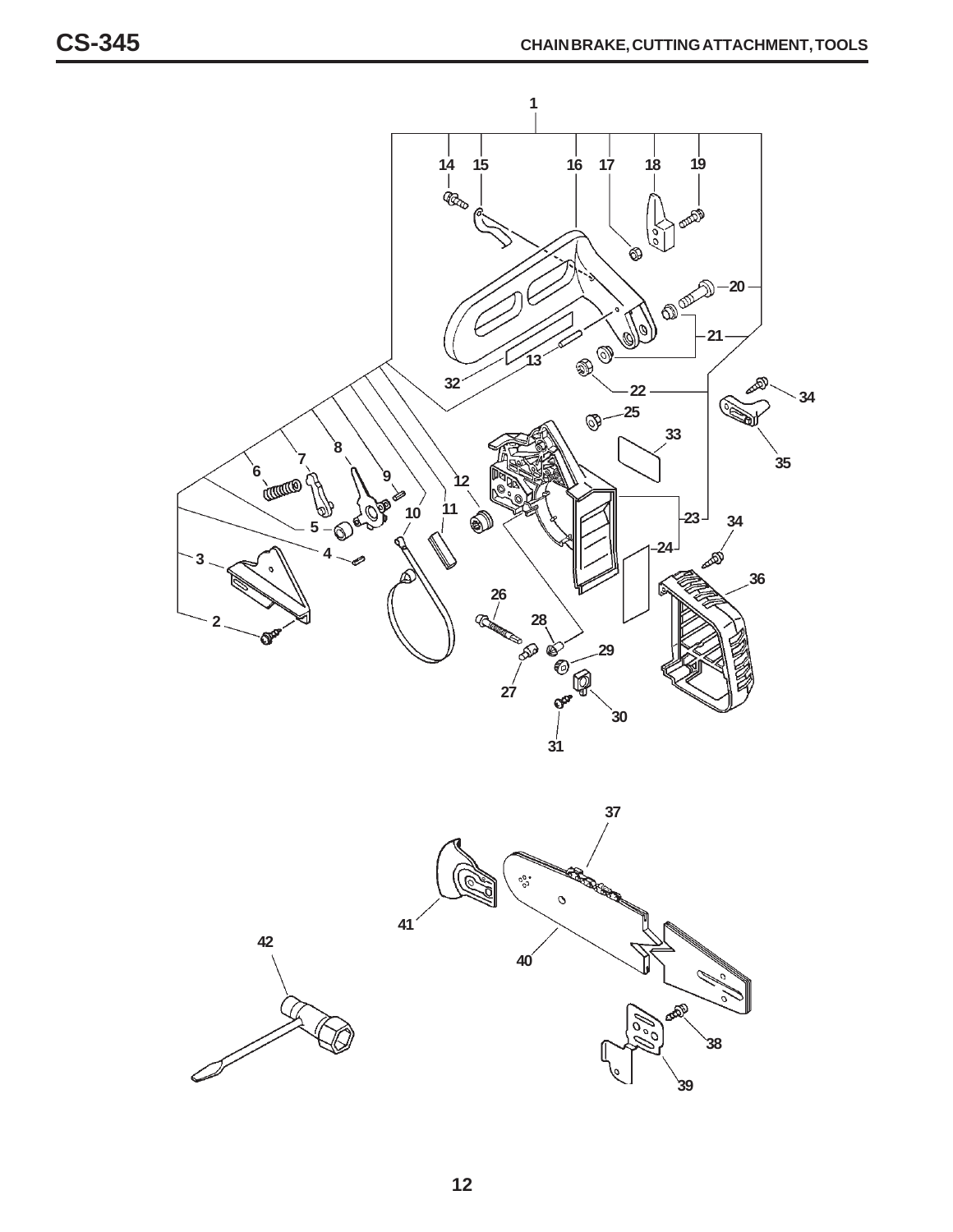# CHAIN BRAKE, CUTTING ATTACHMENT, TOOLS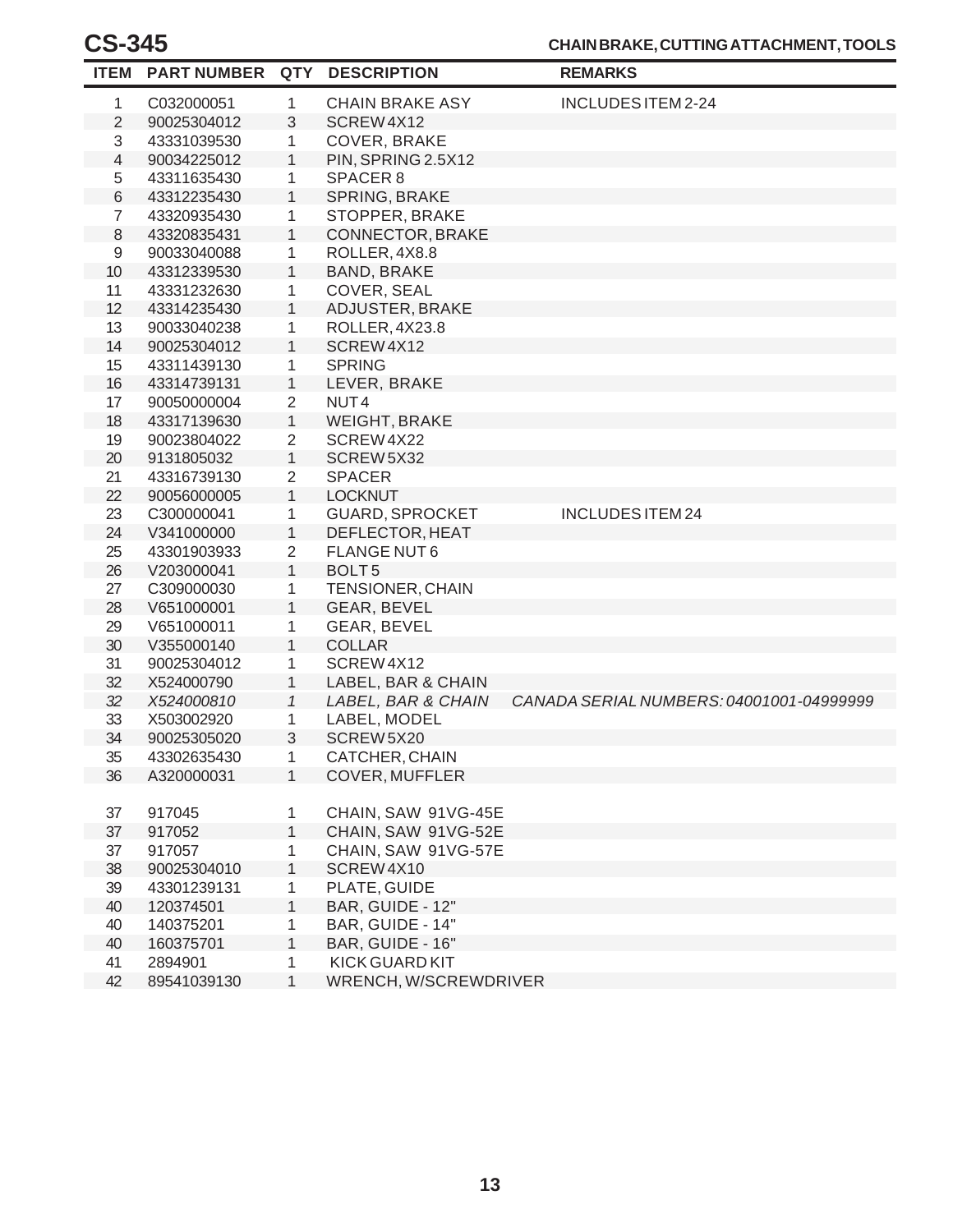# CS-345

## CHAIN BRAKE, CUTTING ATTACHMENT, TOOLS

| ITEM | PART NUMBER | QTY | DESCRIPTION | REMARKS |
|---|---|---|---|---|
| 1 | C032000051 | 1 | CHAIN BRAKE ASY | INCLUDES ITEM 2-24 |
| 2 | 90025304012 | 3 | SCREW 4X12 | |
| 3 | 43331039530 | 1 | COVER, BRAKE | |
| 4 | 90034225012 | 1 | PIN, SPRING 2.5X12 | |
| 5 | 43311635430 | 1 | SPACER 8 | |
| 6 | 43312235430 | 1 | SPRING, BRAKE | |
| 7 | 43320935430 | 1 | STOPPER, BRAKE | |
| 8 | 43320835431 | 1 | CONNECTOR, BRAKE | |
| 9 | 90033040088 | 1 | ROLLER, 4X8.8 | |
| 10 | 43312339530 | 1 | BAND, BRAKE | |
| 11 | 43331232630 | 1 | COVER, SEAL | |
| 12 | 43314235430 | 1 | ADJUSTER, BRAKE | |
| 13 | 90033040238 | 1 | ROLLER, 4X23.8 | |
| 14 | 90025304012 | 1 | SCREW 4X12 | |
| 15 | 43311439130 | 1 | SPRING | |
| 16 | 43314739131 | 1 | LEVER, BRAKE | |
| 17 | 90050000004 | 2 | NUT 4 | |
| 18 | 43317139630 | 1 | WEIGHT, BRAKE | |
| 19 | 90023804022 | 2 | SCREW 4X22 | |
| 20 | 9131805032 | 1 | SCREW 5X32 | |
| 21 | 43316739130 | 2 | SPACER | |
| 22 | 90056000005 | 1 | LOCKNUT | |
| 23 | C300000041 | 1 | GUARD, SPROCKET | INCLUDES ITEM 24 |
| 24 | V341000000 | 1 | DEFLECTOR, HEAT | |
| 25 | 43301903933 | 2 | FLANGE NUT 6 | |
| 26 | V203000041 | 1 | BOLT 5 | |
| 27 | C309000030 | 1 | TENSIONER, CHAIN | |
| 28 | V651000001 | 1 | GEAR, BEVEL | |
| 29 | V651000011 | 1 | GEAR, BEVEL | |
| 30 | V355000140 | 1 | COLLAR | |
| 31 | 90025304012 | 1 | SCREW 4X12 | |
| 32 | X524000790 | 1 | LABEL, BAR & CHAIN | |
| *32* | *X524000810* | *1* | *LABEL, BAR & CHAIN* | *CANADA SERIAL NUMBERS: 04001001-04999999* |
| 33 | X503002920 | 1 | LABEL, MODEL | |
| 34 | 90025305020 | 3 | SCREW 5X20 | |
| 35 | 43302635430 | 1 | CATCHER, CHAIN | |
| 36 | A320000031 | 1 | COVER, MUFFLER | |
| 37 | 917045 | 1 | CHAIN, SAW 91VG-45E | |
| 37 | 917052 | 1 | CHAIN, SAW 91VG-52E | |
| 37 | 917057 | 1 | CHAIN, SAW 91VG-57E | |
| 38 | 90025304010 | 1 | SCREW 4X10 | |
| 39 | 43301239131 | 1 | PLATE, GUIDE | |
| 40 | 120374501 | 1 | BAR, GUIDE - 12" | |
| 40 | 140375201 | 1 | BAR, GUIDE - 14" | |
| 40 | 160375701 | 1 | BAR, GUIDE - 16" | |
| 41 | 2894901 | 1 | KICK GUARD KIT | |
| 42 | 89541039130 | 1 | WRENCH, W/SCREWDRIVER | |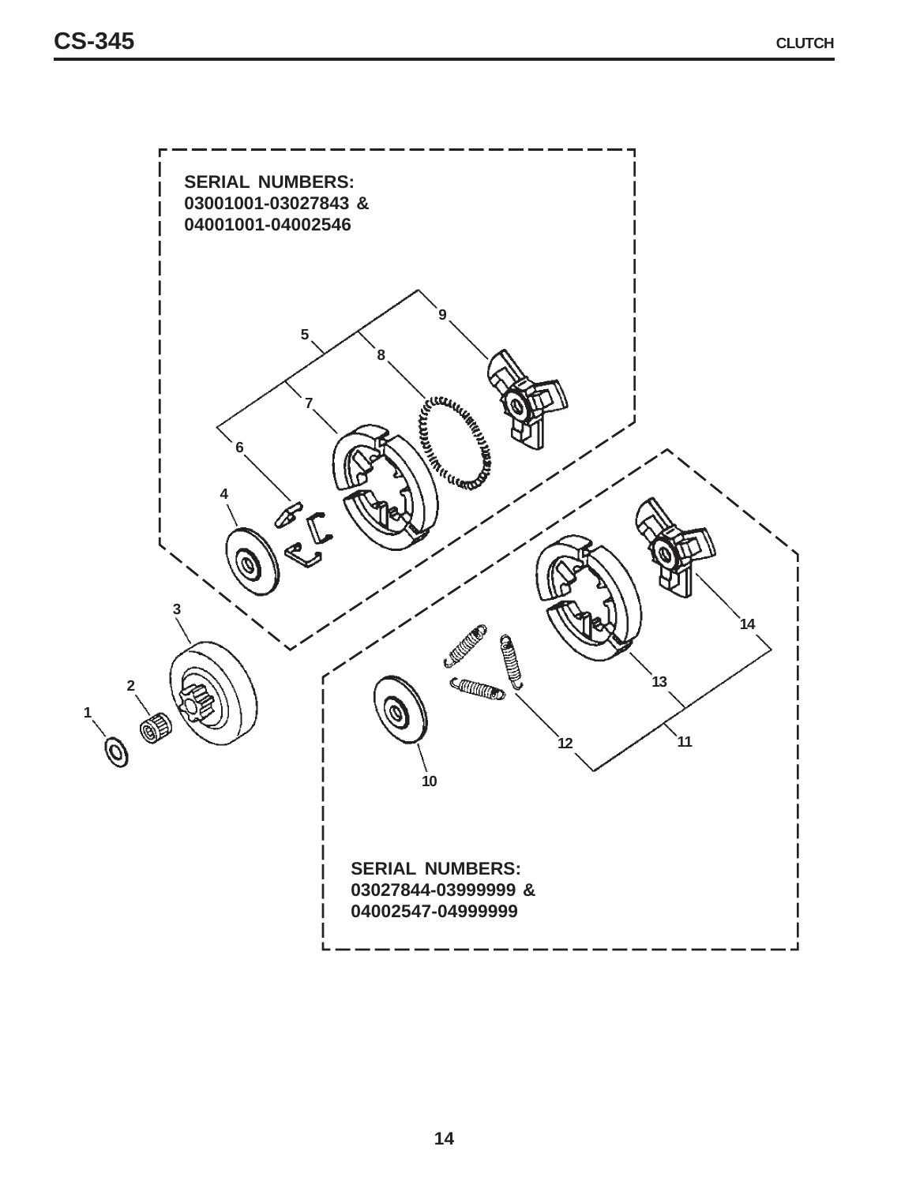SERIAL NUMBERS:
03001001-03027843 &
04001001-04002546

9
5
8
7
6
4
3
2
1
14
13
12
11
10

SERIAL NUMBERS:
03027844-03999999 &
04002547-04999999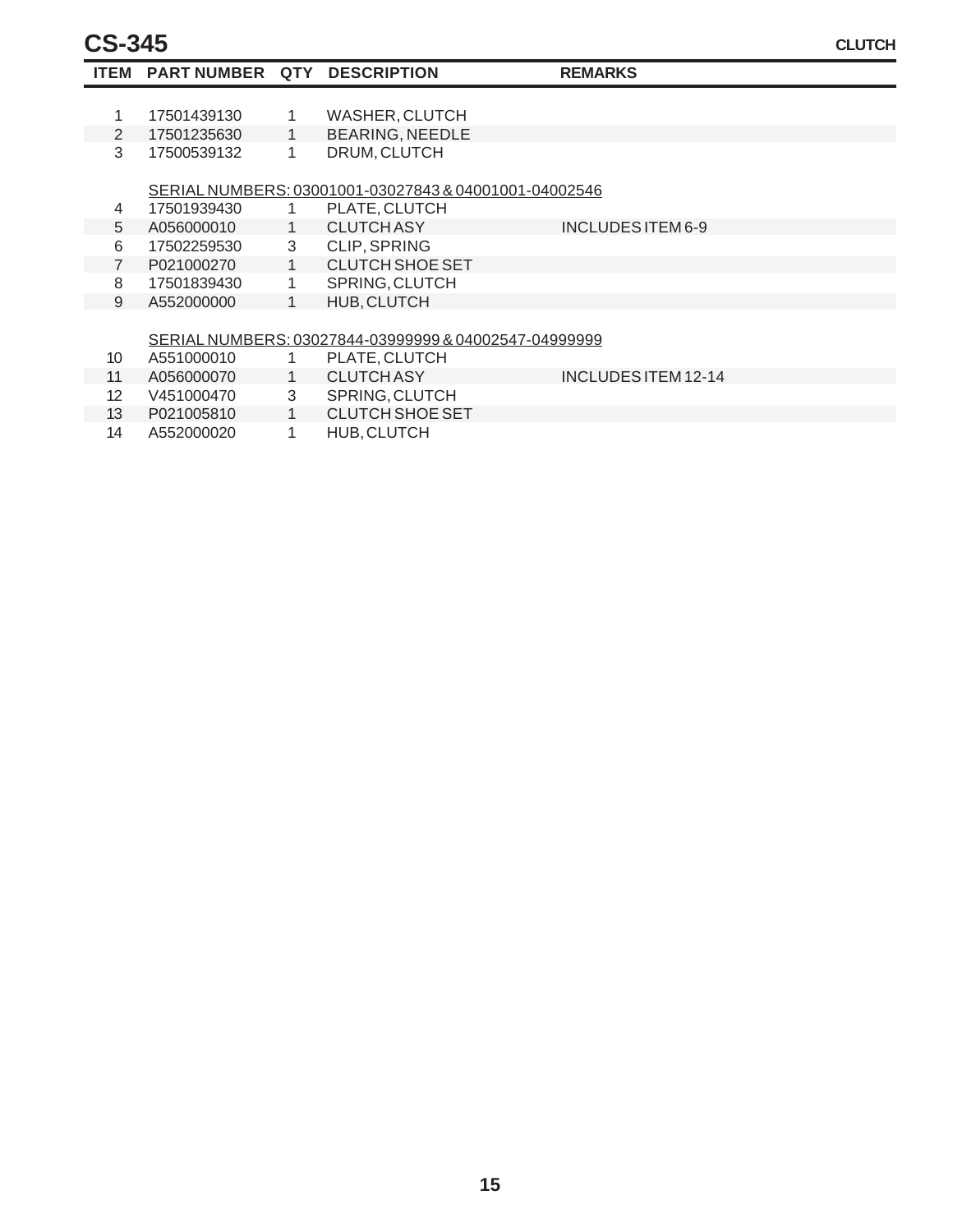# CS-345

**CLUTCH**

| ITEM | PART NUMBER | QTY | DESCRIPTION | REMARKS |
|---|---|---|---|---|
| 1 | 17501439130 | 1 | WASHER, CLUTCH | |
| 2 | 17501235630 | 1 | BEARING, NEEDLE | |
| 3 | 17500539132 | 1 | DRUM, CLUTCH | |
| | | | SERIAL NUMBERS: 03001001-03027843 & 04001001-04002546 | |
| 4 | 17501939430 | 1 | PLATE, CLUTCH | |
| 5 | A056000010 | 1 | CLUTCH ASY | INCLUDES ITEM 6-9 |
| 6 | 17502259530 | 3 | CLIP, SPRING | |
| 7 | P021000270 | 1 | CLUTCH SHOE SET | |
| 8 | 17501839430 | 1 | SPRING, CLUTCH | |
| 9 | A552000000 | 1 | HUB, CLUTCH | |
| | | | SERIAL NUMBERS: 03027844-03999999 & 04002547-04999999 | |
| 10 | A551000010 | 1 | PLATE, CLUTCH | |
| 11 | A056000070 | 1 | CLUTCH ASY | INCLUDES ITEM 12-14 |
| 12 | V451000470 | 3 | SPRING, CLUTCH | |
| 13 | P021005810 | 1 | CLUTCH SHOE SET | |
| 14 | A552000020 | 1 | HUB, CLUTCH | |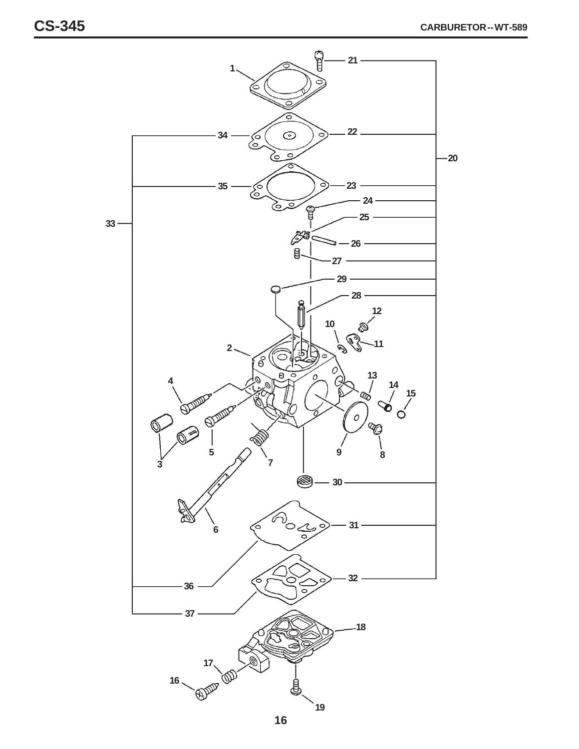# CARBURETOR -- WT-589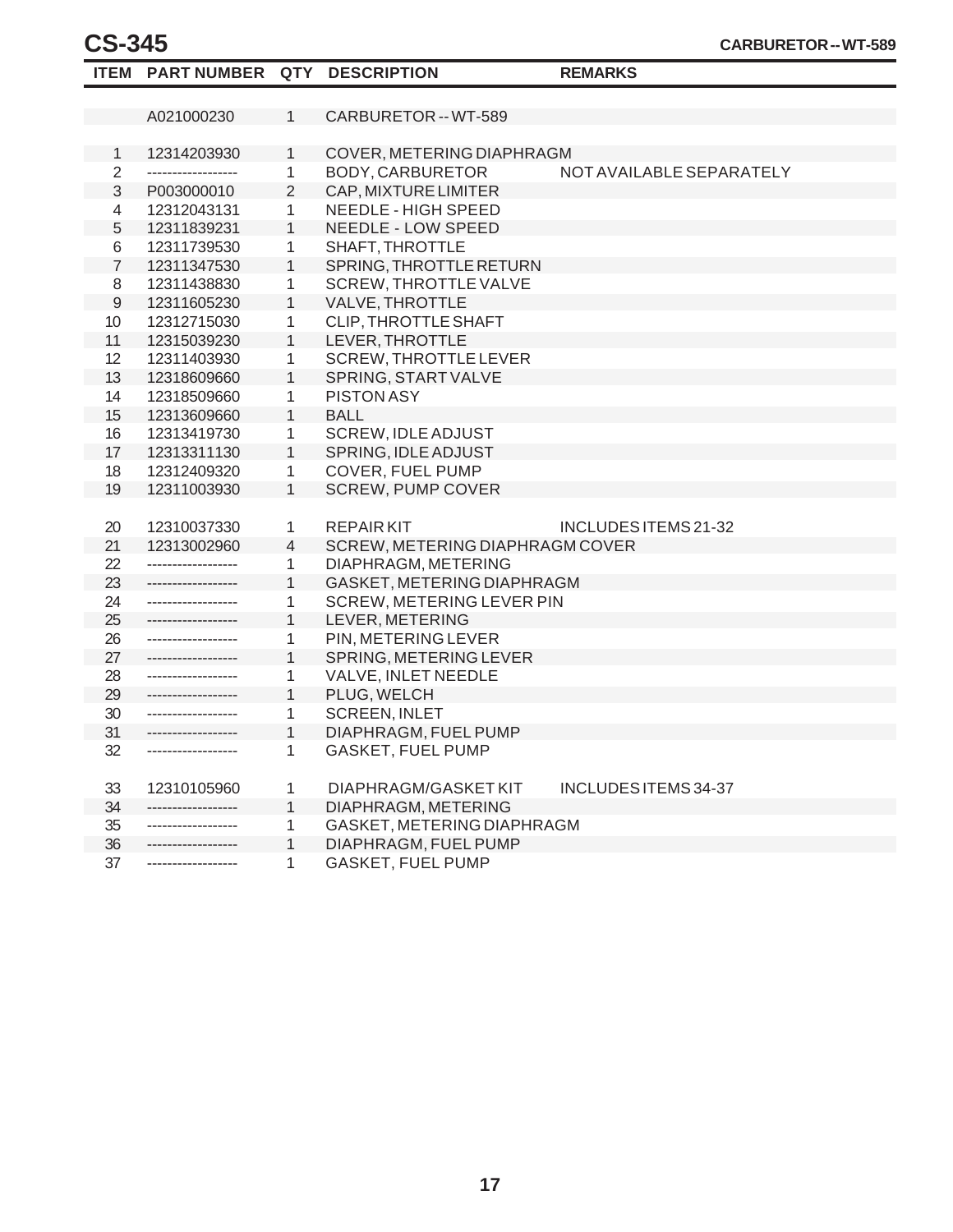# CS-345

## CARBURETOR -- WT-589

| ITEM | PART NUMBER | QTY | DESCRIPTION | REMARKS |
|---|---|---|---|---|
| | A021000230 | 1 | CARBURETOR -- WT-589 | |
| 1 | 12314203930 | 1 | COVER, METERING DIAPHRAGM | |
| 2 | ------------------ | 1 | BODY, CARBURETOR | NOT AVAILABLE SEPARATELY |
| 3 | P003000010 | 2 | CAP, MIXTURE LIMITER | |
| 4 | 12312043131 | 1 | NEEDLE - HIGH SPEED | |
| 5 | 12311839231 | 1 | NEEDLE - LOW SPEED | |
| 6 | 12311739530 | 1 | SHAFT, THROTTLE | |
| 7 | 12311347530 | 1 | SPRING, THROTTLE RETURN | |
| 8 | 12311438830 | 1 | SCREW, THROTTLE VALVE | |
| 9 | 12311605230 | 1 | VALVE, THROTTLE | |
| 10 | 12312715030 | 1 | CLIP, THROTTLE SHAFT | |
| 11 | 12315039230 | 1 | LEVER, THROTTLE | |
| 12 | 12311403930 | 1 | SCREW, THROTTLE LEVER | |
| 13 | 12318609660 | 1 | SPRING, START VALVE | |
| 14 | 12318509660 | 1 | PISTON ASY | |
| 15 | 12313609660 | 1 | BALL | |
| 16 | 12313419730 | 1 | SCREW, IDLE ADJUST | |
| 17 | 12313311130 | 1 | SPRING, IDLE ADJUST | |
| 18 | 12312409320 | 1 | COVER, FUEL PUMP | |
| 19 | 12311003930 | 1 | SCREW, PUMP COVER | |
| 20 | 12310037330 | 1 | REPAIR KIT | INCLUDES ITEMS 21-32 |
| 21 | 12313002960 | 4 | SCREW, METERING DIAPHRAGM COVER | |
| 22 | ------------------ | 1 | DIAPHRAGM, METERING | |
| 23 | ------------------ | 1 | GASKET, METERING DIAPHRAGM | |
| 24 | ------------------ | 1 | SCREW, METERING LEVER PIN | |
| 25 | ------------------ | 1 | LEVER, METERING | |
| 26 | ------------------ | 1 | PIN, METERING LEVER | |
| 27 | ------------------ | 1 | SPRING, METERING LEVER | |
| 28 | ------------------ | 1 | VALVE, INLET NEEDLE | |
| 29 | ------------------ | 1 | PLUG, WELCH | |
| 30 | ------------------ | 1 | SCREEN, INLET | |
| 31 | ------------------ | 1 | DIAPHRAGM, FUEL PUMP | |
| 32 | ------------------ | 1 | GASKET, FUEL PUMP | |
| 33 | 12310105960 | 1 | DIAPHRAGM/GASKET KIT | INCLUDES ITEMS 34-37 |
| 34 | ------------------ | 1 | DIAPHRAGM, METERING | |
| 35 | ------------------ | 1 | GASKET, METERING DIAPHRAGM | |
| 36 | ------------------ | 1 | DIAPHRAGM, FUEL PUMP | |
| 37 | ------------------ | 1 | GASKET, FUEL PUMP | |